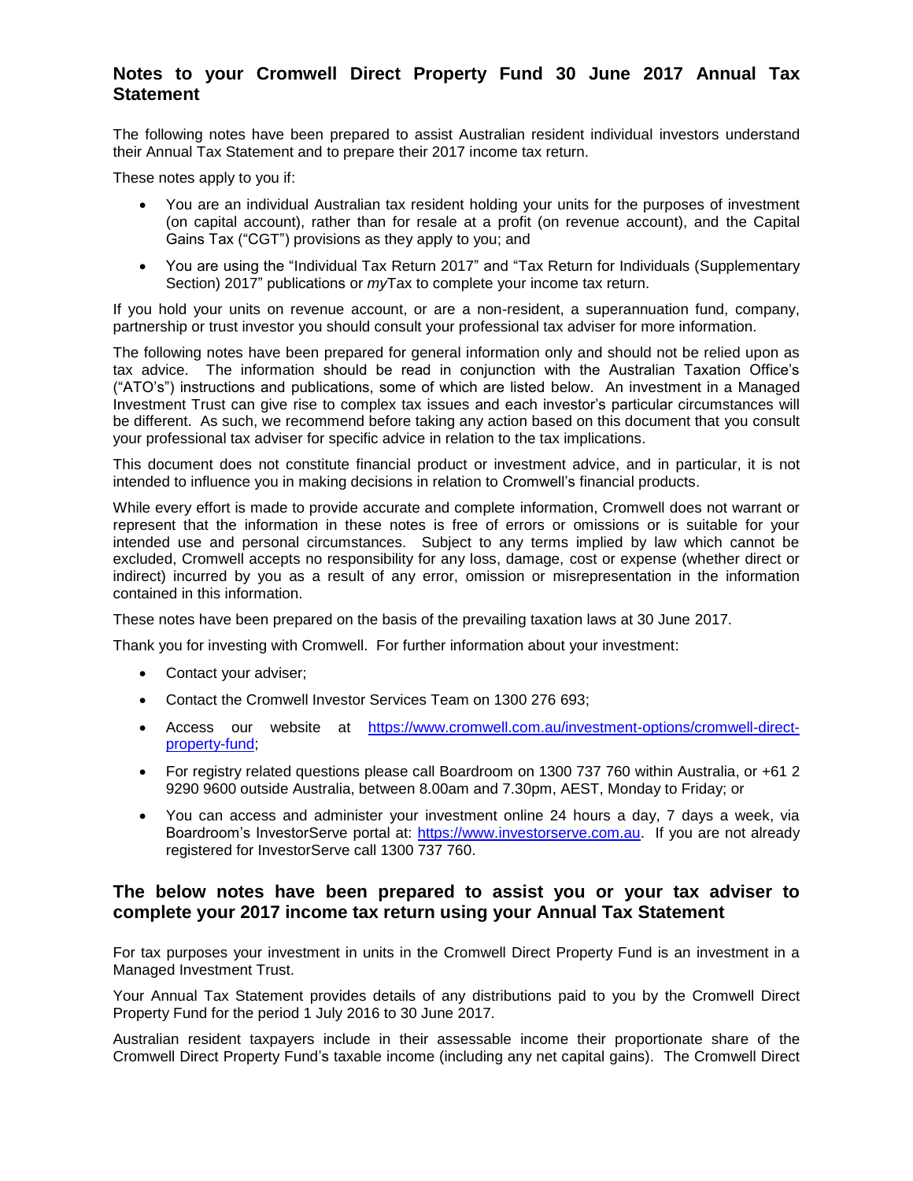## Notes to your Cromwell Direct Property Fund 30 June 2017 Annual Tax Statement

The following notes have been prepared to assist Australian resident individual investors understand their Annual Tax Statement and to prepare their 2017 income tax return.

These notes apply to you if:

- You are an individual Australian tax resident holding your units for the purposes of investment (on capital account), rather than for resale at a profit (on revenue account), and the Capital Gains Tax ("CGT") provisions as they apply to you; and
- You are using the "Individual Tax Return 2017" and "Tax Return for Individuals (Supplementary Section) 2017" publications or *my*Tax to complete your income tax return.

If you hold your units on revenue account, or are a non-resident, a superannuation fund, company, partnership or trust investor you should consult your professional tax adviser for more information.

The following notes have been prepared for general information only and should not be relied upon as tax advice. The information should be read in conjunction with the Australian Taxation Office's ("ATO's") instructions and publications, some of which are listed below. An investment in a Managed Investment Trust can give rise to complex tax issues and each investor's particular circumstances will be different. As such, we recommend before taking any action based on this document that you consult your professional tax adviser for specific advice in relation to the tax implications.

This document does not constitute financial product or investment advice, and in particular, it is not intended to influence you in making decisions in relation to Cromwell's financial products.

While every effort is made to provide accurate and complete information, Cromwell does not warrant or represent that the information in these notes is free of errors or omissions or is suitable for your intended use and personal circumstances. Subject to any terms implied by law which cannot be excluded, Cromwell accepts no responsibility for any loss, damage, cost or expense (whether direct or indirect) incurred by you as a result of any error, omission or misrepresentation in the information contained in this information.

These notes have been prepared on the basis of the prevailing taxation laws at 30 June 2017.

Thank you for investing with Cromwell. For further information about your investment:

- Contact your adviser;
- Contact the Cromwell Investor Services Team on 1300 276 693;
- Access our website at [https://www.cromwell.com.au/investment-options/cromwell-direct-property-fund](https://www.cromwell.com.au/investment-options/cromwell-direct-property-fund);
- For registry related questions please call Boardroom on 1300 737 760 within Australia, or +61 2 9290 9600 outside Australia, between 8.00am and 7.30pm, AEST, Monday to Friday; or
- You can access and administer your investment online 24 hours a day, 7 days a week, via Boardroom's InvestorServe portal at: [https://www.investorserve.com.au](https://www.investorserve.com.au). If you are not already registered for InvestorServe call 1300 737 760.

## The below notes have been prepared to assist you or your tax adviser to complete your 2017 income tax return using your Annual Tax Statement

For tax purposes your investment in units in the Cromwell Direct Property Fund is an investment in a Managed Investment Trust.

Your Annual Tax Statement provides details of any distributions paid to you by the Cromwell Direct Property Fund for the period 1 July 2016 to 30 June 2017.

Australian resident taxpayers include in their assessable income their proportionate share of the Cromwell Direct Property Fund's taxable income (including any net capital gains). The Cromwell Direct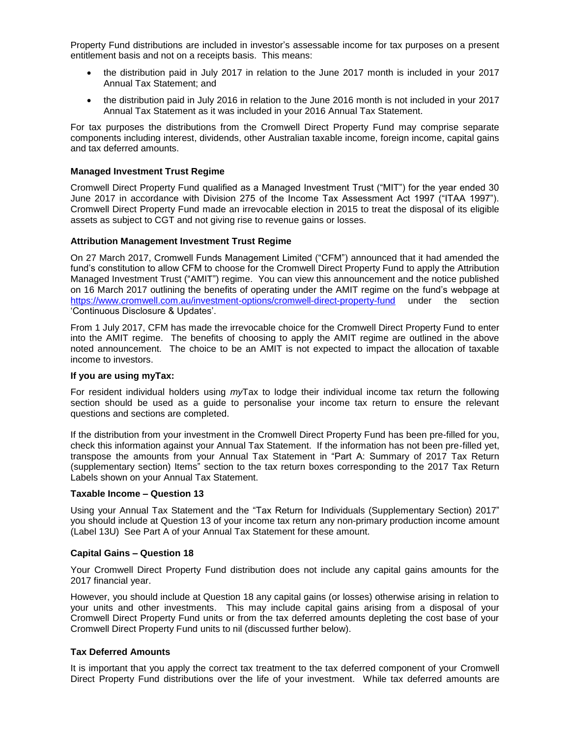Property Fund distributions are included in investor's assessable income for tax purposes on a present entitlement basis and not on a receipts basis. This means:

- the distribution paid in July 2017 in relation to the June 2017 month is included in your 2017 Annual Tax Statement; and
- the distribution paid in July 2016 in relation to the June 2016 month is not included in your 2017 Annual Tax Statement as it was included in your 2016 Annual Tax Statement.

For tax purposes the distributions from the Cromwell Direct Property Fund may comprise separate components including interest, dividends, other Australian taxable income, foreign income, capital gains and tax deferred amounts.

### Managed Investment Trust Regime

Cromwell Direct Property Fund qualified as a Managed Investment Trust ("MIT") for the year ended 30 June 2017 in accordance with Division 275 of the Income Tax Assessment Act 1997 ("ITAA 1997"). Cromwell Direct Property Fund made an irrevocable election in 2015 to treat the disposal of its eligible assets as subject to CGT and not giving rise to revenue gains or losses.

### Attribution Management Investment Trust Regime

On 27 March 2017, Cromwell Funds Management Limited ("CFM") announced that it had amended the fund's constitution to allow CFM to choose for the Cromwell Direct Property Fund to apply the Attribution Managed Investment Trust ("AMIT") regime. You can view this announcement and the notice published on 16 March 2017 outlining the benefits of operating under the AMIT regime on the fund's webpage at https://www.cromwell.com.au/investment-options/cromwell-direct-property-fund under the section 'Continuous Disclosure & Updates'.

From 1 July 2017, CFM has made the irrevocable choice for the Cromwell Direct Property Fund to enter into the AMIT regime. The benefits of choosing to apply the AMIT regime are outlined in the above noted announcement. The choice to be an AMIT is not expected to impact the allocation of taxable income to investors.

### If you are using myTax:

For resident individual holders using *my*Tax to lodge their individual income tax return the following section should be used as a guide to personalise your income tax return to ensure the relevant questions and sections are completed.

If the distribution from your investment in the Cromwell Direct Property Fund has been pre-filled for you, check this information against your Annual Tax Statement. If the information has not been pre-filled yet, transpose the amounts from your Annual Tax Statement in "Part A: Summary of 2017 Tax Return (supplementary section) Items" section to the tax return boxes corresponding to the 2017 Tax Return Labels shown on your Annual Tax Statement.

### Taxable Income – Question 13

Using your Annual Tax Statement and the "Tax Return for Individuals (Supplementary Section) 2017" you should include at Question 13 of your income tax return any non-primary production income amount (Label 13U) See Part A of your Annual Tax Statement for these amount.

### Capital Gains – Question 18

Your Cromwell Direct Property Fund distribution does not include any capital gains amounts for the 2017 financial year.

However, you should include at Question 18 any capital gains (or losses) otherwise arising in relation to your units and other investments. This may include capital gains arising from a disposal of your Cromwell Direct Property Fund units or from the tax deferred amounts depleting the cost base of your Cromwell Direct Property Fund units to nil (discussed further below).

### Tax Deferred Amounts

It is important that you apply the correct tax treatment to the tax deferred component of your Cromwell Direct Property Fund distributions over the life of your investment. While tax deferred amounts are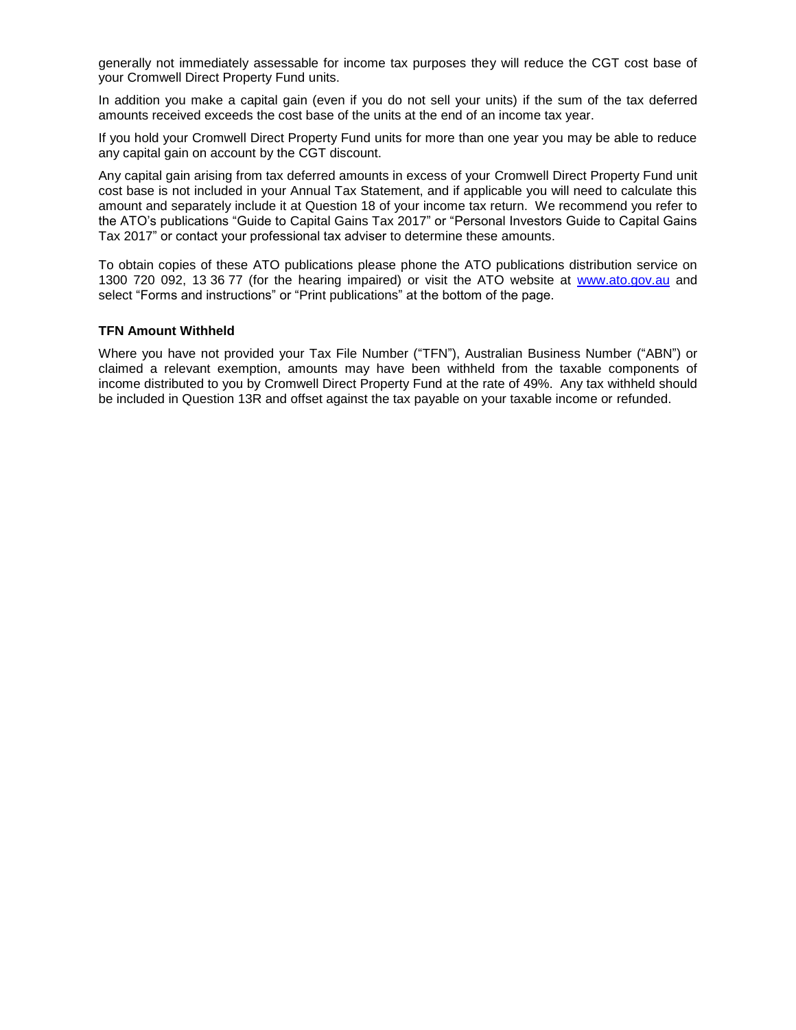generally not immediately assessable for income tax purposes they will reduce the CGT cost base of your Cromwell Direct Property Fund units.

In addition you make a capital gain (even if you do not sell your units) if the sum of the tax deferred amounts received exceeds the cost base of the units at the end of an income tax year.

If you hold your Cromwell Direct Property Fund units for more than one year you may be able to reduce any capital gain on account by the CGT discount.

Any capital gain arising from tax deferred amounts in excess of your Cromwell Direct Property Fund unit cost base is not included in your Annual Tax Statement, and if applicable you will need to calculate this amount and separately include it at Question 18 of your income tax return. We recommend you refer to the ATO's publications "Guide to Capital Gains Tax 2017" or "Personal Investors Guide to Capital Gains Tax 2017" or contact your professional tax adviser to determine these amounts.

To obtain copies of these ATO publications please phone the ATO publications distribution service on 1300 720 092, 13 36 77 (for the hearing impaired) or visit the ATO website at www.ato.gov.au and select "Forms and instructions" or "Print publications" at the bottom of the page.

**TFN Amount Withheld**

Where you have not provided your Tax File Number ("TFN"), Australian Business Number ("ABN") or claimed a relevant exemption, amounts may have been withheld from the taxable components of income distributed to you by Cromwell Direct Property Fund at the rate of 49%. Any tax withheld should be included in Question 13R and offset against the tax payable on your taxable income or refunded.